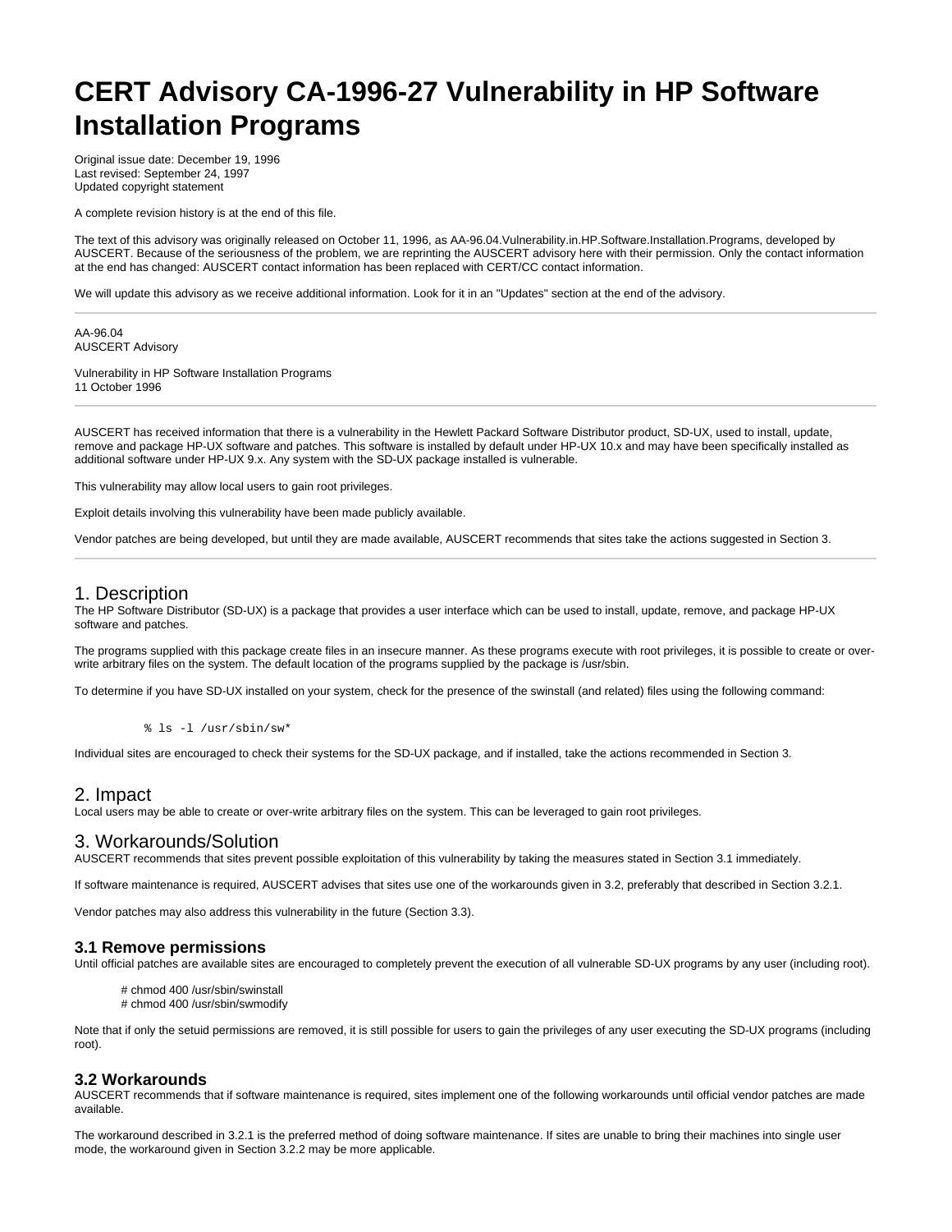# CERT Advisory CA-1996-27 Vulnerability in HP Software Installation Programs

Original issue date: December 19, 1996
Last revised: September 24, 1997
Updated copyright statement

A complete revision history is at the end of this file.

The text of this advisory was originally released on October 11, 1996, as AA-96.04.Vulnerability.in.HP.Software.Installation.Programs, developed by AUSCERT. Because of the seriousness of the problem, we are reprinting the AUSCERT advisory here with their permission. Only the contact information at the end has changed: AUSCERT contact information has been replaced with CERT/CC contact information.

We will update this advisory as we receive additional information. Look for it in an "Updates" section at the end of the advisory.

---

AA-96.04
AUSCERT Advisory

Vulnerability in HP Software Installation Programs
11 October 1996

---

AUSCERT has received information that there is a vulnerability in the Hewlett Packard Software Distributor product, SD-UX, used to install, update, remove and package HP-UX software and patches. This software is installed by default under HP-UX 10.x and may have been specifically installed as additional software under HP-UX 9.x. Any system with the SD-UX package installed is vulnerable.

This vulnerability may allow local users to gain root privileges.

Exploit details involving this vulnerability have been made publicly available.

Vendor patches are being developed, but until they are made available, AUSCERT recommends that sites take the actions suggested in Section 3.

---

## 1. Description

The HP Software Distributor (SD-UX) is a package that provides a user interface which can be used to install, update, remove, and package HP-UX software and patches.

The programs supplied with this package create files in an insecure manner. As these programs execute with root privileges, it is possible to create or over-write arbitrary files on the system. The default location of the programs supplied by the package is /usr/sbin.

To determine if you have SD-UX installed on your system, check for the presence of the swinstall (and related) files using the following command:

```
% ls -l /usr/sbin/sw*
```

Individual sites are encouraged to check their systems for the SD-UX package, and if installed, take the actions recommended in Section 3.

## 2. Impact

Local users may be able to create or over-write arbitrary files on the system. This can be leveraged to gain root privileges.

## 3. Workarounds/Solution

AUSCERT recommends that sites prevent possible exploitation of this vulnerability by taking the measures stated in Section 3.1 immediately.

If software maintenance is required, AUSCERT advises that sites use one of the workarounds given in 3.2, preferably that described in Section 3.2.1.

Vendor patches may also address this vulnerability in the future (Section 3.3).

### 3.1 Remove permissions

Until official patches are available sites are encouraged to completely prevent the execution of all vulnerable SD-UX programs by any user (including root).

```
# chmod 400 /usr/sbin/swinstall
# chmod 400 /usr/sbin/swmodify
```

Note that if only the setuid permissions are removed, it is still possible for users to gain the privileges of any user executing the SD-UX programs (including root).

### 3.2 Workarounds

AUSCERT recommends that if software maintenance is required, sites implement one of the following workarounds until official vendor patches are made available.

The workaround described in 3.2.1 is the preferred method of doing software maintenance. If sites are unable to bring their machines into single user mode, the workaround given in Section 3.2.2 may be more applicable.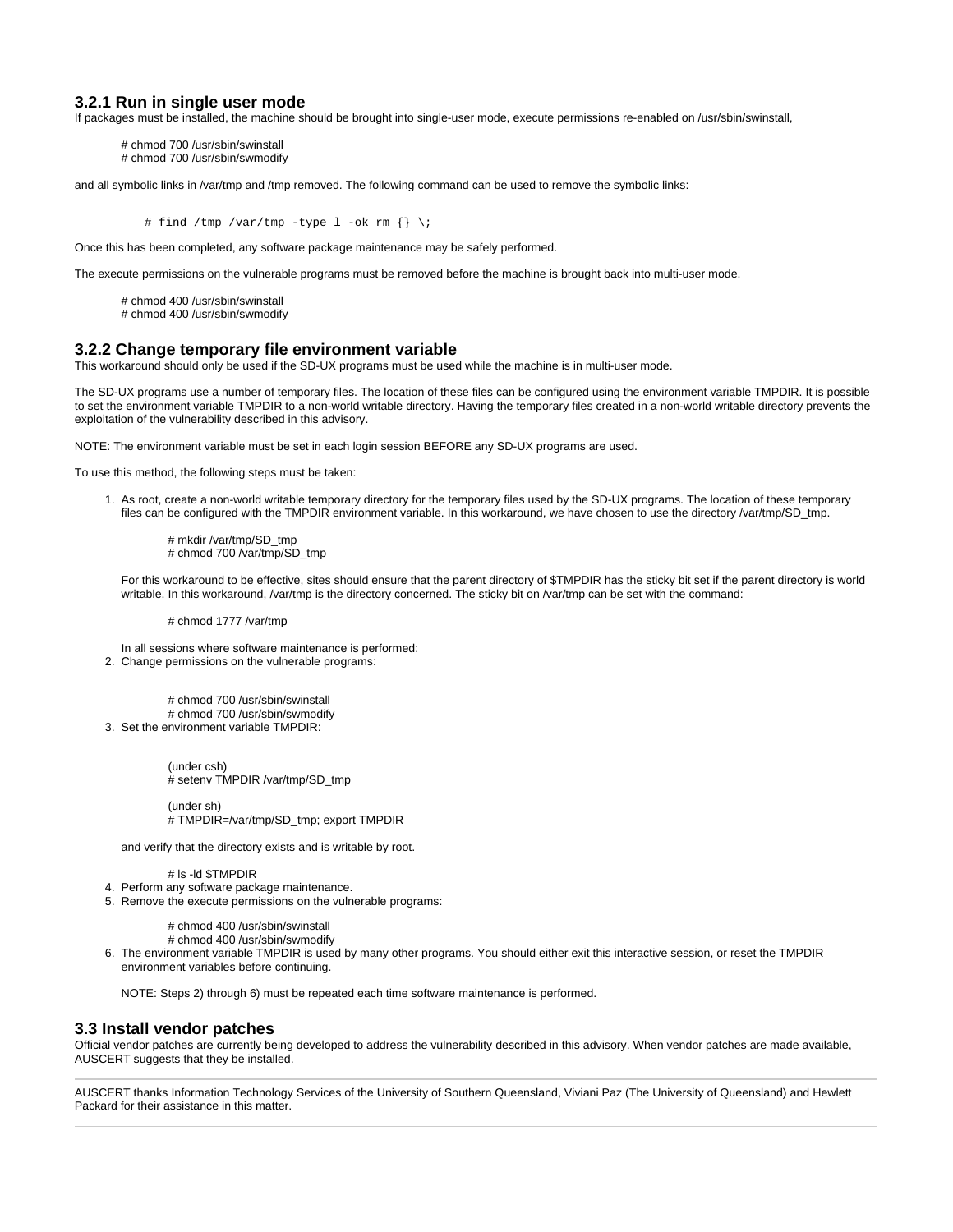### 3.2.1 Run in single user mode

If packages must be installed, the machine should be brought into single-user mode, execute permissions re-enabled on /usr/sbin/swinstall,

```
# chmod 700 /usr/sbin/swinstall
# chmod 700 /usr/sbin/swmodify
```

and all symbolic links in /var/tmp and /tmp removed. The following command can be used to remove the symbolic links:

```
# find /tmp /var/tmp -type l -ok rm {} \;
```

Once this has been completed, any software package maintenance may be safely performed.

The execute permissions on the vulnerable programs must be removed before the machine is brought back into multi-user mode.

```
# chmod 400 /usr/sbin/swinstall
# chmod 400 /usr/sbin/swmodify
```

### 3.2.2 Change temporary file environment variable

This workaround should only be used if the SD-UX programs must be used while the machine is in multi-user mode.

The SD-UX programs use a number of temporary files. The location of these files can be configured using the environment variable TMPDIR. It is possible to set the environment variable TMPDIR to a non-world writable directory. Having the temporary files created in a non-world writable directory prevents the exploitation of the vulnerability described in this advisory.

NOTE: The environment variable must be set in each login session BEFORE any SD-UX programs are used.

To use this method, the following steps must be taken:

1. As root, create a non-world writable temporary directory for the temporary files used by the SD-UX programs. The location of these temporary files can be configured with the TMPDIR environment variable. In this workaround, we have chosen to use the directory /var/tmp/SD_tmp.

   ```
   # mkdir /var/tmp/SD_tmp
   # chmod 700 /var/tmp/SD_tmp
   ```

   For this workaround to be effective, sites should ensure that the parent directory of $TMPDIR has the sticky bit set if the parent directory is world writable. In this workaround, /var/tmp is the directory concerned. The sticky bit on /var/tmp can be set with the command:

   ```
   # chmod 1777 /var/tmp
   ```

   In all sessions where software maintenance is performed:
2. Change permissions on the vulnerable programs:

   ```
   # chmod 700 /usr/sbin/swinstall
   # chmod 700 /usr/sbin/swmodify
   ```
3. Set the environment variable TMPDIR:

   ```
   (under csh)
   # setenv TMPDIR /var/tmp/SD_tmp

   (under sh)
   # TMPDIR=/var/tmp/SD_tmp; export TMPDIR
   ```

   and verify that the directory exists and is writable by root.

   ```
   # ls -ld $TMPDIR
   ```
4. Perform any software package maintenance.
5. Remove the execute permissions on the vulnerable programs:

   ```
   # chmod 400 /usr/sbin/swinstall
   # chmod 400 /usr/sbin/swmodify
   ```
6. The environment variable TMPDIR is used by many other programs. You should either exit this interactive session, or reset the TMPDIR environment variables before continuing.

   NOTE: Steps 2) through 6) must be repeated each time software maintenance is performed.

## 3.3 Install vendor patches

Official vendor patches are currently being developed to address the vulnerability described in this advisory. When vendor patches are made available, AUSCERT suggests that they be installed.

---

AUSCERT thanks Information Technology Services of the University of Southern Queensland, Viviani Paz (The University of Queensland) and Hewlett Packard for their assistance in this matter.

---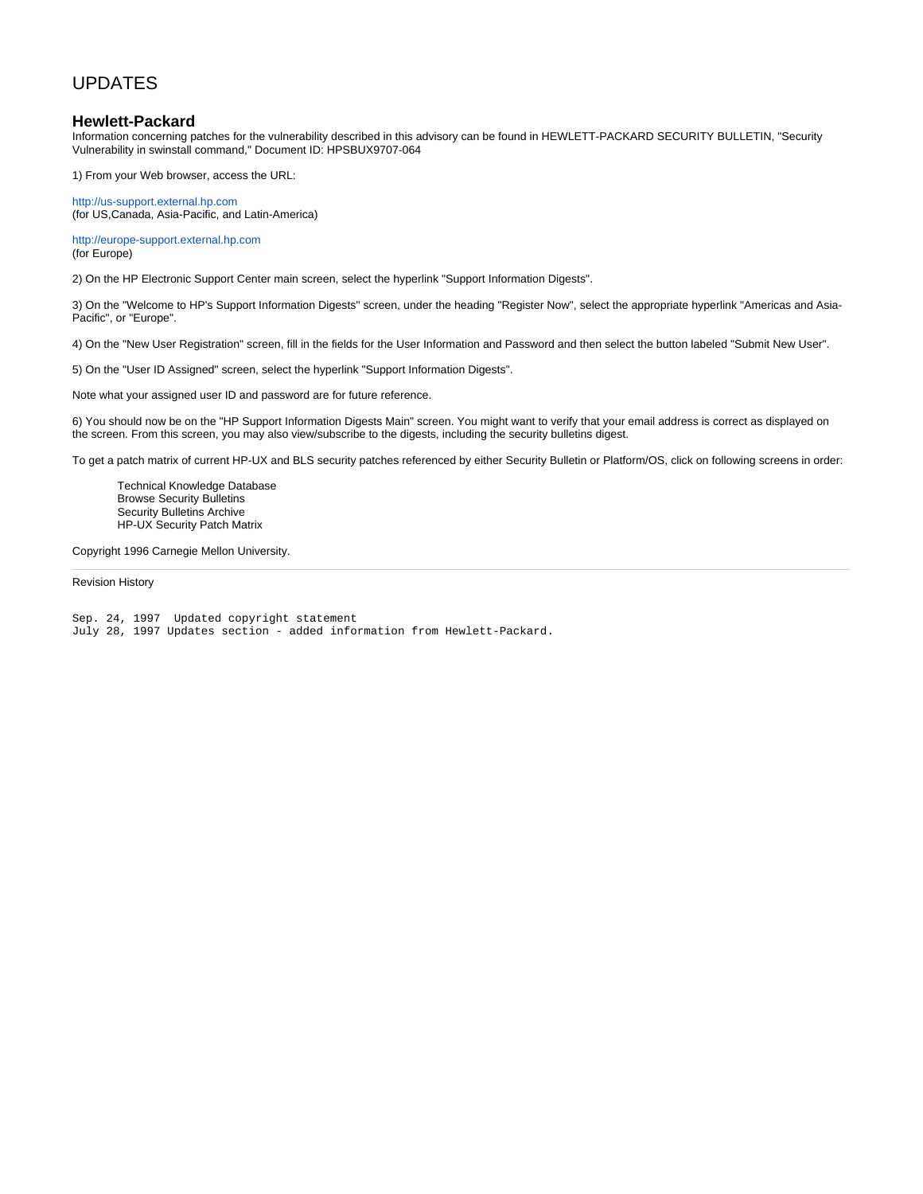# UPDATES

## Hewlett-Packard

Information concerning patches for the vulnerability described in this advisory can be found in HEWLETT-PACKARD SECURITY BULLETIN, "Security Vulnerability in swinstall command," Document ID: HPSBUX9707-064

1) From your Web browser, access the URL:

http://us-support.external.hp.com
(for US,Canada, Asia-Pacific, and Latin-America)

http://europe-support.external.hp.com
(for Europe)

2) On the HP Electronic Support Center main screen, select the hyperlink "Support Information Digests".

3) On the "Welcome to HP's Support Information Digests" screen, under the heading "Register Now", select the appropriate hyperlink "Americas and Asia-Pacific", or "Europe".

4) On the "New User Registration" screen, fill in the fields for the User Information and Password and then select the button labeled "Submit New User".

5) On the "User ID Assigned" screen, select the hyperlink "Support Information Digests".

Note what your assigned user ID and password are for future reference.

6) You should now be on the "HP Support Information Digests Main" screen. You might want to verify that your email address is correct as displayed on the screen. From this screen, you may also view/subscribe to the digests, including the security bulletins digest.

To get a patch matrix of current HP-UX and BLS security patches referenced by either Security Bulletin or Platform/OS, click on following screens in order:

> Technical Knowledge Database
> Browse Security Bulletins
> Security Bulletins Archive
> HP-UX Security Patch Matrix

Copyright 1996 Carnegie Mellon University.

---

Revision History

```
Sep. 24, 1997  Updated copyright statement
July 28, 1997 Updates section - added information from Hewlett-Packard.
```